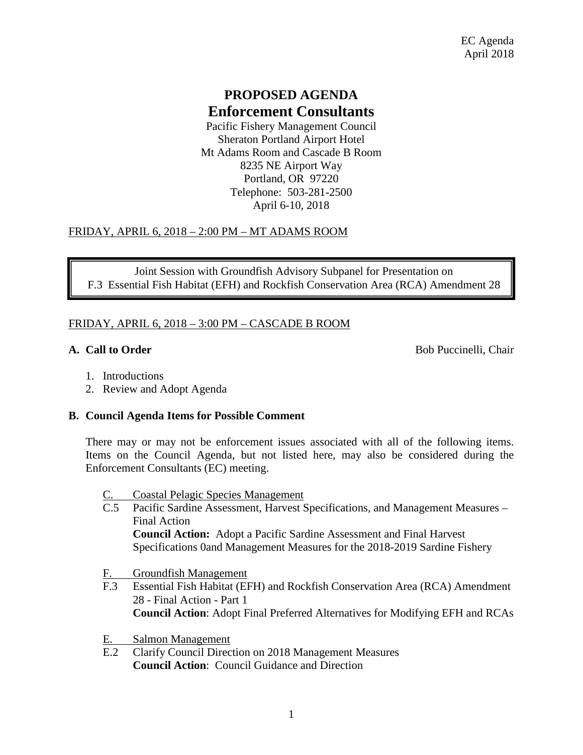EC Agenda
April 2018

# PROPOSED AGENDA
# Enforcement Consultants

Pacific Fishery Management Council
Sheraton Portland Airport Hotel
Mt Adams Room and Cascade B Room
8235 NE Airport Way
Portland, OR 97220
Telephone: 503-281-2500
April 6-10, 2018

FRIDAY, APRIL 6, 2018 – 2:00 PM – MT ADAMS ROOM

> Joint Session with Groundfish Advisory Subpanel for Presentation on
> F.3 Essential Fish Habitat (EFH) and Rockfish Conservation Area (RCA) Amendment 28

FRIDAY, APRIL 6, 2018 – 3:00 PM – CASCADE B ROOM

**A. Call to Order** Bob Puccinelli, Chair

1. Introductions
2. Review and Adopt Agenda

**B. Council Agenda Items for Possible Comment**

There may or may not be enforcement issues associated with all of the following items. Items on the Council Agenda, but not listed here, may also be considered during the Enforcement Consultants (EC) meeting.

C. Coastal Pelagic Species Management

C.5 Pacific Sardine Assessment, Harvest Specifications, and Management Measures – Final Action
**Council Action:** Adopt a Pacific Sardine Assessment and Final Harvest Specifications 0and Management Measures for the 2018-2019 Sardine Fishery

F. Groundfish Management

F.3 Essential Fish Habitat (EFH) and Rockfish Conservation Area (RCA) Amendment 28 - Final Action - Part 1
**Council Action**: Adopt Final Preferred Alternatives for Modifying EFH and RCAs

E. Salmon Management

E.2 Clarify Council Direction on 2018 Management Measures
**Council Action**: Council Guidance and Direction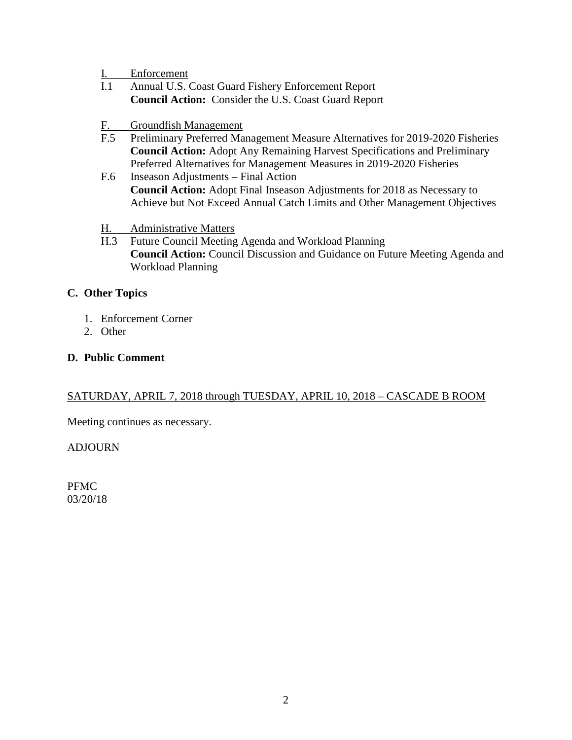I. Enforcement

I.1 Annual U.S. Coast Guard Fishery Enforcement Report
**Council Action:** Consider the U.S. Coast Guard Report

F. Groundfish Management

F.5 Preliminary Preferred Management Measure Alternatives for 2019-2020 Fisheries
**Council Action:** Adopt Any Remaining Harvest Specifications and Preliminary Preferred Alternatives for Management Measures in 2019-2020 Fisheries

F.6 Inseason Adjustments – Final Action
**Council Action:** Adopt Final Inseason Adjustments for 2018 as Necessary to Achieve but Not Exceed Annual Catch Limits and Other Management Objectives

H. Administrative Matters

H.3 Future Council Meeting Agenda and Workload Planning
**Council Action:** Council Discussion and Guidance on Future Meeting Agenda and Workload Planning

**C. Other Topics**

1. Enforcement Corner
2. Other

**D. Public Comment**

SATURDAY, APRIL 7, 2018 through TUESDAY, APRIL 10, 2018 – CASCADE B ROOM

Meeting continues as necessary.

ADJOURN

PFMC
03/20/18